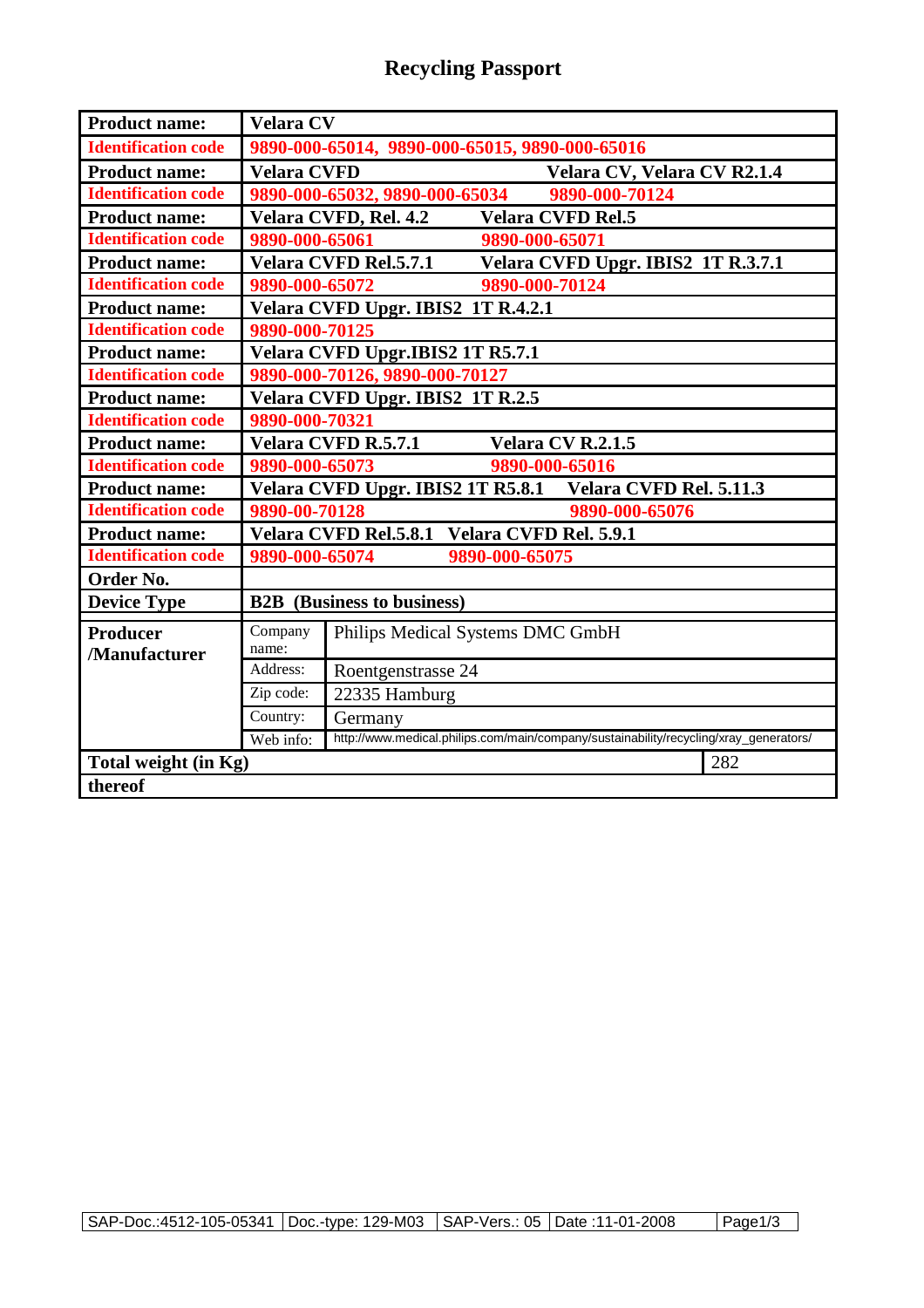# Recycling Passport

| | | |
|---|---|---|
| **Product name:** | **Velara CV** | |
| **Identification code** | **9890-000-65014, 9890-000-65015, 9890-000-65016** | |
| **Product name:** | **Velara CVFD** | **Velara CV, Velara CV R2.1.4** |
| **Identification code** | **9890-000-65032, 9890-000-65034** | **9890-000-70124** |
| **Product name:** | **Velara CVFD, Rel. 4.2** | **Velara CVFD Rel.5** |
| **Identification code** | **9890-000-65061** | **9890-000-65071** |
| **Product name:** | **Velara CVFD Rel.5.7.1** | **Velara CVFD Upgr. IBIS2 1T R.3.7.1** |
| **Identification code** | **9890-000-65072** | **9890-000-70124** |
| **Product name:** | **Velara CVFD Upgr. IBIS2 1T R.4.2.1** | |
| **Identification code** | **9890-000-70125** | |
| **Product name:** | **Velara CVFD Upgr.IBIS2 1T R5.7.1** | |
| **Identification code** | **9890-000-70126, 9890-000-70127** | |
| **Product name:** | **Velara CVFD Upgr. IBIS2 1T R.2.5** | |
| **Identification code** | **9890-000-70321** | |
| **Product name:** | **Velara CVFD R.5.7.1** | **Velara CV R.2.1.5** |
| **Identification code** | **9890-000-65073** | **9890-000-65016** |
| **Product name:** | **Velara CVFD Upgr. IBIS2 1T R5.8.1** | **Velara CVFD Rel. 5.11.3** |
| **Identification code** | **9890-00-70128** | **9890-000-65076** |
| **Product name:** | **Velara CVFD Rel.5.8.1** | **Velara CVFD Rel. 5.9.1** |
| **Identification code** | **9890-000-65074** | **9890-000-65075** |
| **Order No.** | | |
| **Device Type** | **B2B (Business to business)** | |

| | | |
|---|---|---|
| **Producer /Manufacturer** | Company name: | Philips Medical Systems DMC GmbH |
| | Address: | Roentgenstrasse 24 |
| | Zip code: | 22335 Hamburg |
| | Country: | Germany |
| | Web info: | http://www.medical.philips.com/main/company/sustainability/recycling/xray_generators/ |

| | |
|---|---|
| **Total weight (in Kg)** | 282 |
| **thereof** | |

| | | | | |
|---|---|---|---|---|
| SAP-Doc.:4512-105-05341 | Doc.-type: 129-M03 | SAP-Vers.: 05 | Date :11-01-2008 | Page1/3 |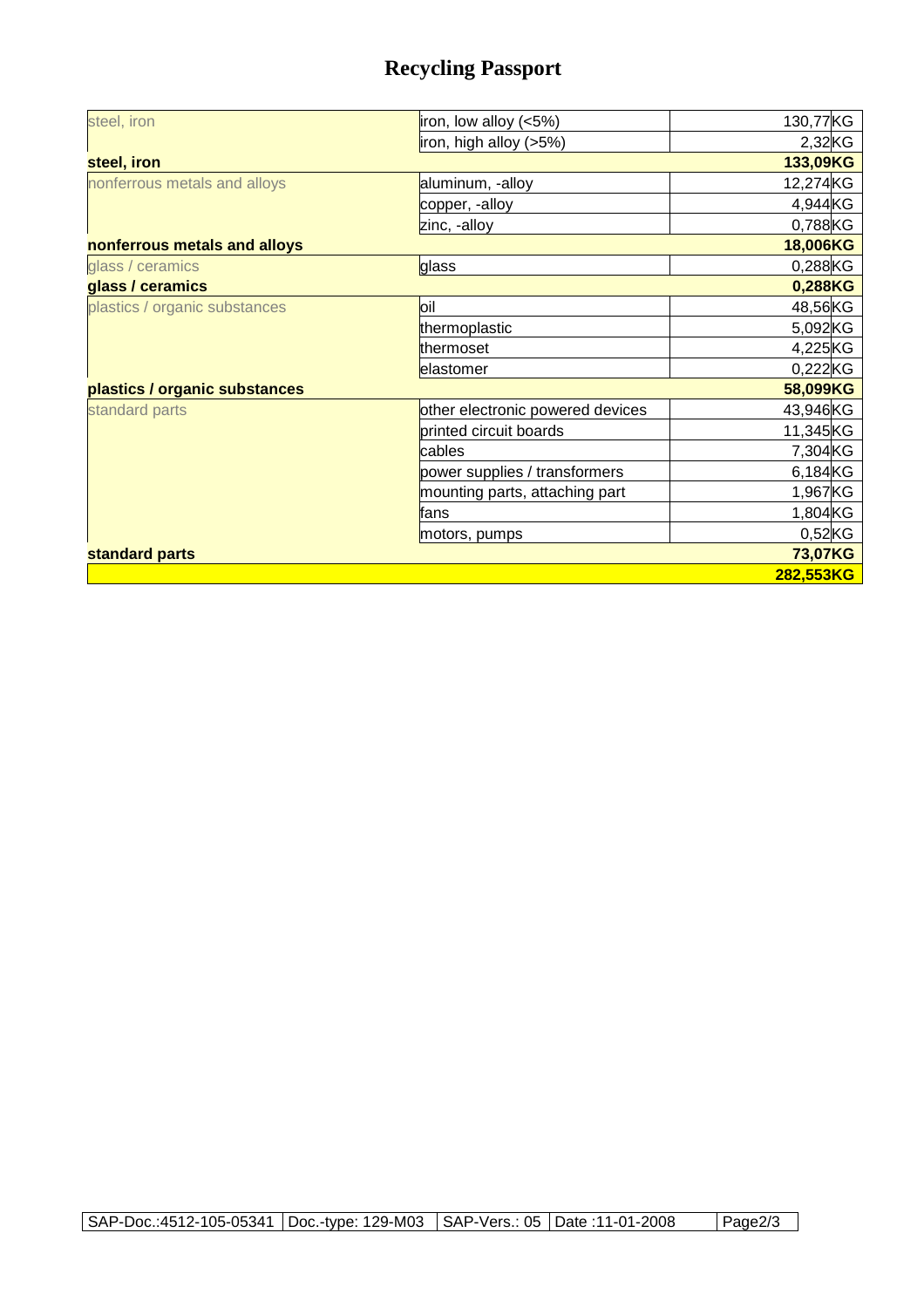# Recycling Passport

| Category | Material | Weight |
|---|---|---|
| steel, iron | iron, low alloy (<5%) | 130,77KG |
| | iron, high alloy (>5%) | 2,32KG |
| **steel, iron** | | **133,09KG** |
| nonferrous metals and alloys | aluminum, -alloy | 12,274KG |
| | copper, -alloy | 4,944KG |
| | zinc, -alloy | 0,788KG |
| **nonferrous metals and alloys** | | **18,006KG** |
| glass / ceramics | glass | 0,288KG |
| **glass / ceramics** | | **0,288KG** |
| plastics / organic substances | oil | 48,56KG |
| | thermoplastic | 5,092KG |
| | thermoset | 4,225KG |
| | elastomer | 0,222KG |
| **plastics / organic substances** | | **58,099KG** |
| standard parts | other electronic powered devices | 43,946KG |
| | printed circuit boards | 11,345KG |
| | cables | 7,304KG |
| | power supplies / transformers | 6,184KG |
| | mounting parts, attaching part | 1,967KG |
| | fans | 1,804KG |
| | motors, pumps | 0,52KG |
| **standard parts** | | **73,07KG** |
| | | **282,553KG** |

| SAP-Doc.:4512-105-05341 | Doc.-type: 129-M03 | SAP-Vers.: 05 | Date :11-01-2008 |
|---|---|---|---|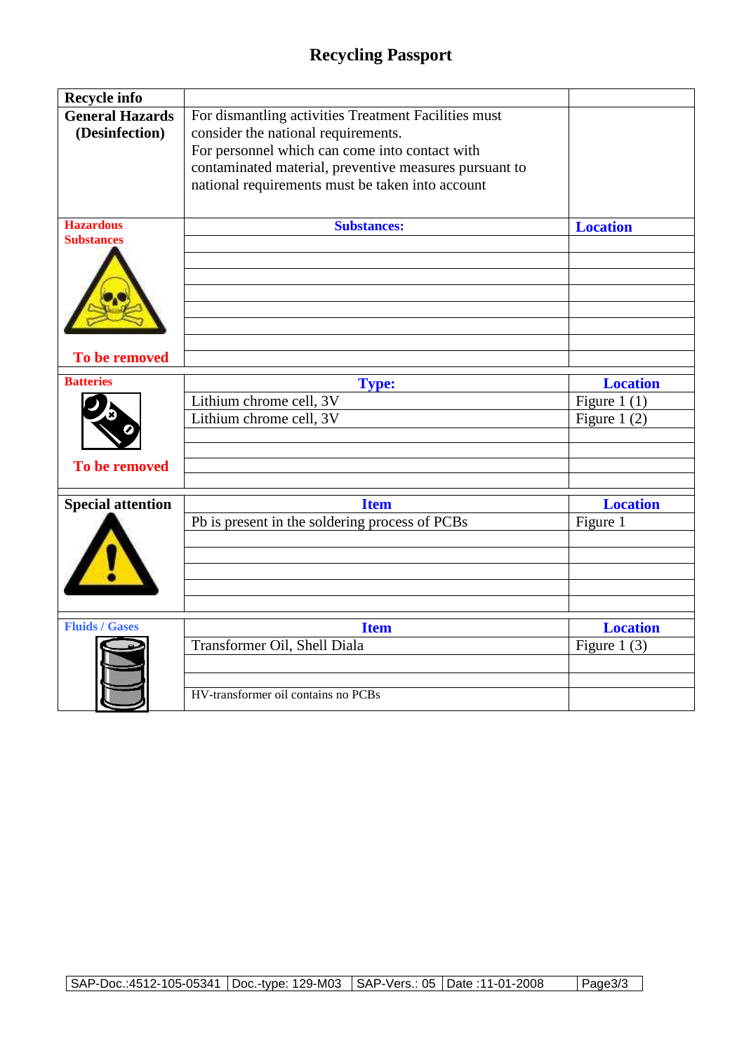# Recycling Passport

| | | |
|---|---|---|
| **Recycle info** | | |
| **General Hazards (Desinfection)** | For dismantling activities Treatment Facilities must consider the national requirements. For personnel which can come into contact with contaminated material, preventive measures pursuant to national requirements must be taken into account | |
| **Hazardous Substances** | **Substances:** | **Location** |
| | | |
| | | |
| | | |
| | | |
| | | |
| | | |
| **To be removed** | | |
| **Batteries** | **Type:** | **Location** |
| | Lithium chrome cell, 3V | Figure 1 (1) |
| | Lithium chrome cell, 3V | Figure 1 (2) |
| | | |
| | | |
| **To be removed** | | |
| **Special attention** | **Item** | **Location** |
| | Pb is present in the soldering process of PCBs | Figure 1 |
| | | |
| | | |
| | | |
| | | |
| **Fluids / Gases** | **Item** | **Location** |
| | Transformer Oil, Shell Diala | Figure 1 (3) |
| | | |
| | | |
| | HV-transformer oil contains no PCBs | |

| SAP-Doc.:4512-105-05341 | Doc.-type: 129-M03 | SAP-Vers.: 05 | Date :11-01-2008 |
|---|---|---|---|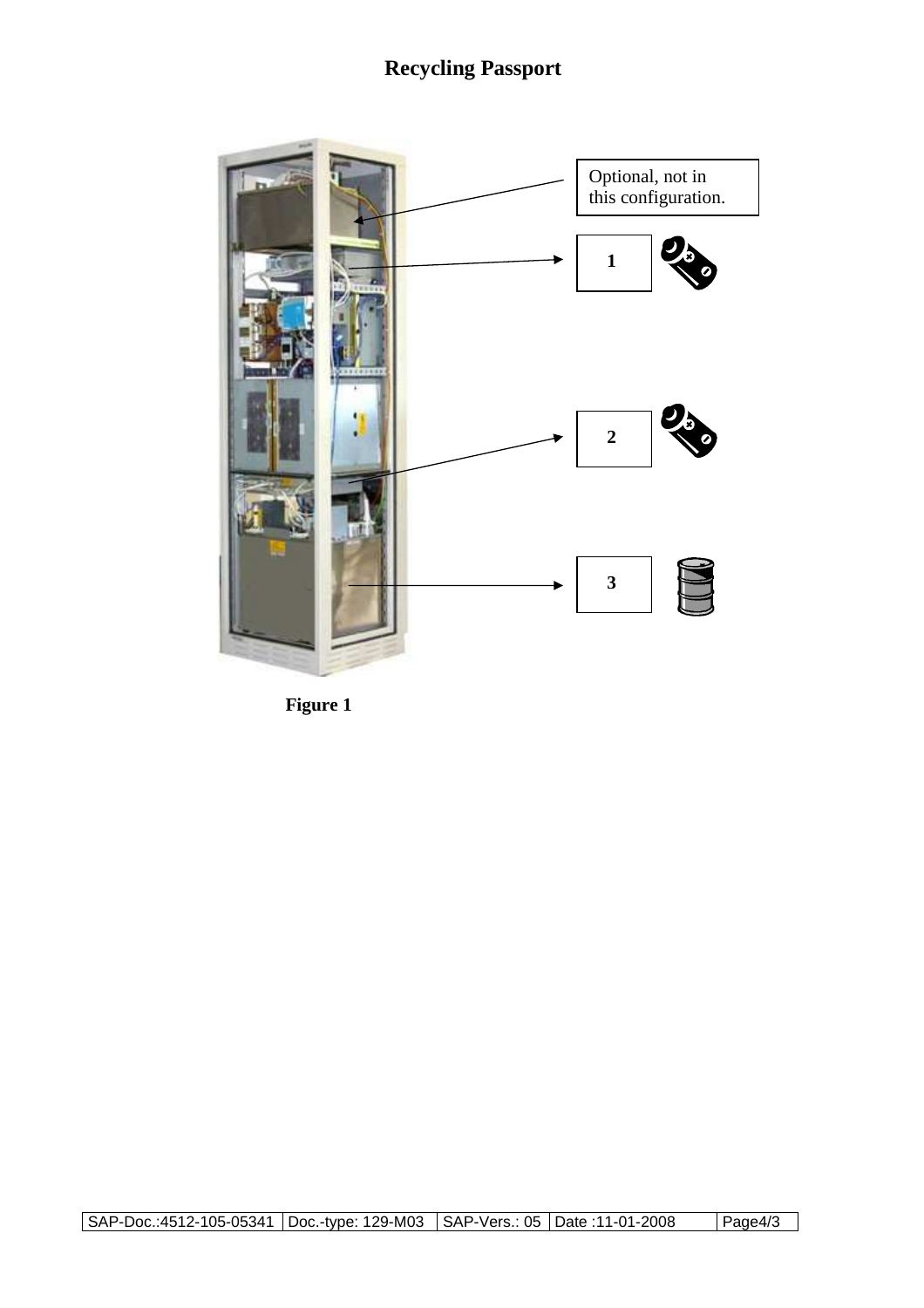# Recycling Passport

Optional, not in this configuration.

1

2

3

**Figure 1**